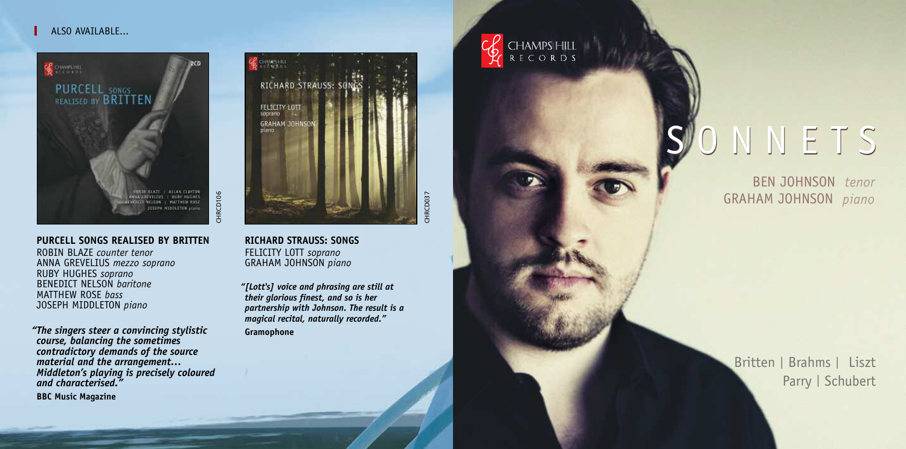ALSO AVAILABLE...

**PURCELL SONGS REALISED BY BRITTEN**
ROBIN BLAZE *counter tenor*
ANNA GREVELIUS *mezzo soprano*
RUBY HUGHES *soprano*
BENEDICT NELSON *baritone*
MATTHEW ROSE *bass*
JOSEPH MIDDLETON *piano*

CHRCD106

*"The singers steer a convincing stylistic course, balancing the sometimes contradictory demands of the source material and the arrangement… Middleton's playing is precisely coloured and characterised."*
**BBC Music Magazine**

**RICHARD STRAUSS: SONGS**
FELICITY LOTT *soprano*
GRAHAM JOHNSON *piano*

CHRCD037

*"[Lott's] voice and phrasing are still at their glorious finest, and so is her partnership with Johnson. The result is a magical recital, naturally recorded."*
**Gramophone**

CHAMPS HILL RECORDS

# SONNETS

BEN JOHNSON *tenor*
GRAHAM JOHNSON *piano*

Britten | Brahms | Liszt
Parry | Schubert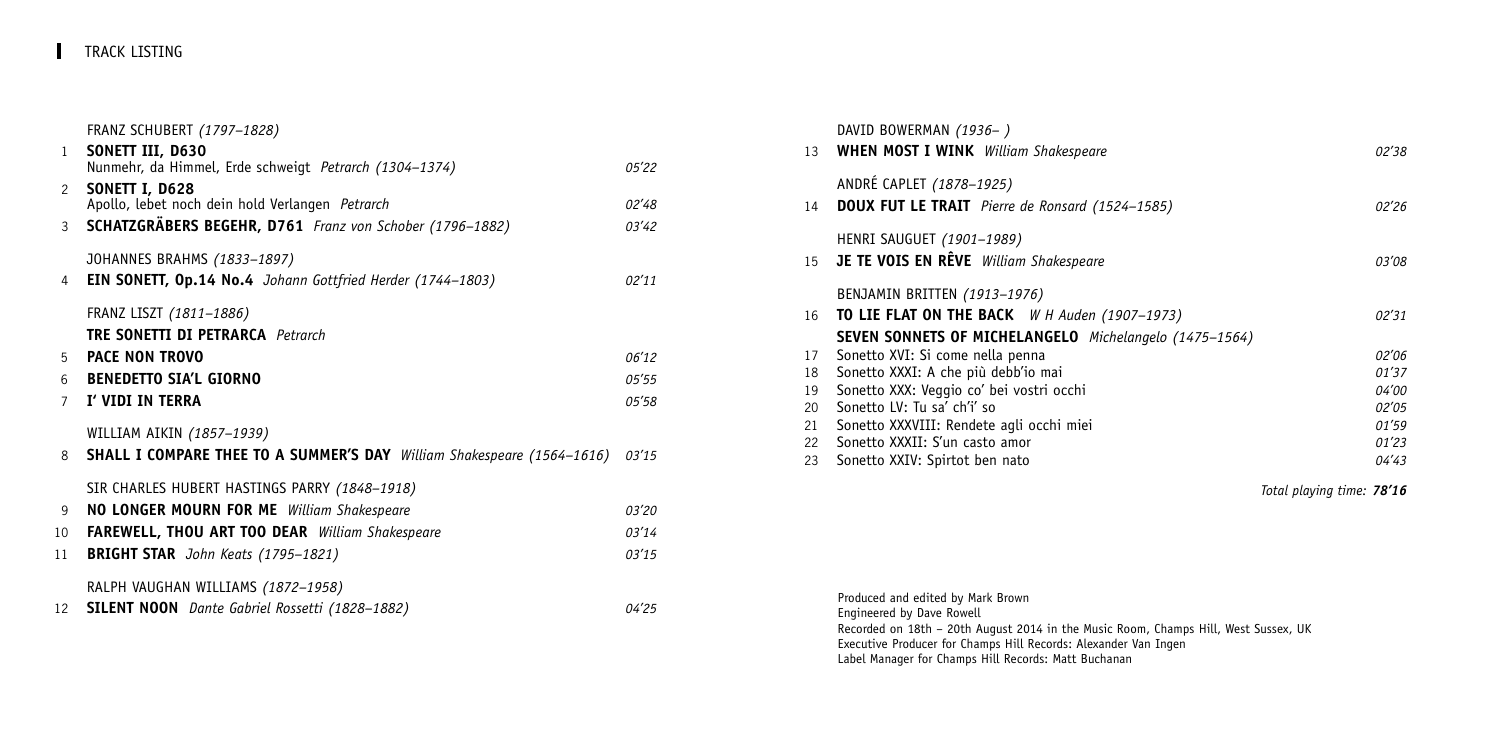## TRACK LISTING

FRANZ SCHUBERT *(1797–1828)*

1 **SONETT III, D630**
Nunmehr, da Himmel, Erde schweigt *Petrarch (1304–1374)* — 05'22

2 **SONETT I, D628**
Apollo, lebet noch dein hold Verlangen *Petrarch* — 02'48

3 **SCHATZGRÄBERS BEGEHR, D761** *Franz von Schober (1796–1882)* — 03'42

JOHANNES BRAHMS *(1833–1897)*

4 **EIN SONETT, Op.14 No.4** *Johann Gottfried Herder (1744–1803)* — 02'11

FRANZ LISZT *(1811–1886)*

**TRE SONETTI DI PETRARCA** *Petrarch*

5 **PACE NON TROVO** — 06'12

6 **BENEDETTO SIA'L GIORNO** — 05'55

7 **I' VIDI IN TERRA** — 05'58

WILLIAM AIKIN *(1857–1939)*

8 **SHALL I COMPARE THEE TO A SUMMER'S DAY** *William Shakespeare (1564–1616)* — 03'15

SIR CHARLES HUBERT HASTINGS PARRY *(1848–1918)*

9 **NO LONGER MOURN FOR ME** *William Shakespeare* — 03'20

10 **FAREWELL, THOU ART TOO DEAR** *William Shakespeare* — 03'14

11 **BRIGHT STAR** *John Keats (1795–1821)* — 03'15

RALPH VAUGHAN WILLIAMS *(1872–1958)*

12 **SILENT NOON** *Dante Gabriel Rossetti (1828–1882)* — 04'25

DAVID BOWERMAN *(1936– )*

13 **WHEN MOST I WINK** *William Shakespeare* — 02'38

ANDRÉ CAPLET *(1878–1925)*

14 **DOUX FUT LE TRAIT** *Pierre de Ronsard (1524–1585)* — 02'26

HENRI SAUGUET *(1901–1989)*

15 **JE TE VOIS EN RÊVE** *William Shakespeare* — 03'08

BENJAMIN BRITTEN *(1913–1976)*

16 **TO LIE FLAT ON THE BACK** *W H Auden (1907–1973)* — 02'31

**SEVEN SONNETS OF MICHELANGELO** *Michelangelo (1475–1564)*

17 Sonetto XVI: Si come nella penna — 02'06

18 Sonetto XXXI: A che più debb'io mai — 01'37

19 Sonetto XXX: Veggio co' bei vostri occhi — 04'00

20 Sonetto LV: Tu sa' ch'i' so — 02'05

21 Sonetto XXXVIII: Rendete agli occhi miei — 01'59

22 Sonetto XXXII: S'un casto amor — 01'23

23 Sonetto XXIV: Spirto ben nato — 04'43

*Total playing time:* ***78'16***

Produced and edited by Mark Brown
Engineered by Dave Rowell
Recorded on 18th – 20th August 2014 in the Music Room, Champs Hill, West Sussex, UK
Executive Producer for Champs Hill Records: Alexander Van Ingen
Label Manager for Champs Hill Records: Matt Buchanan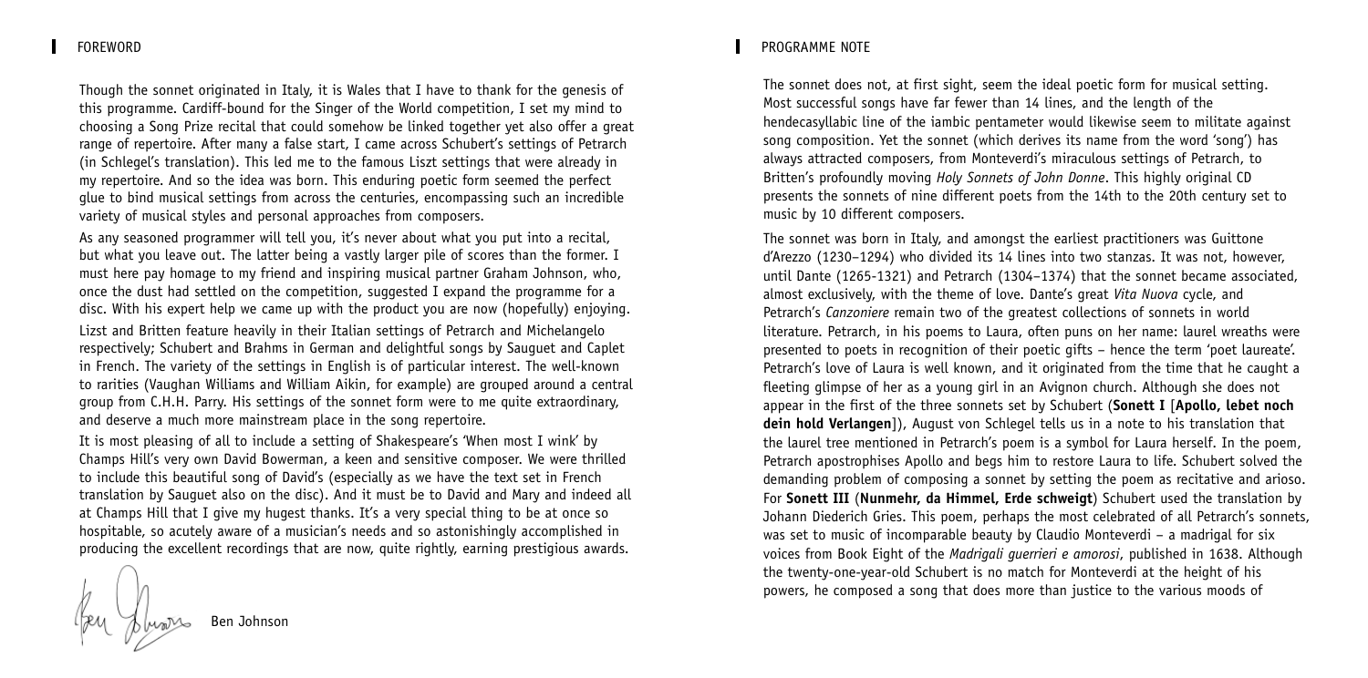## FOREWORD

Though the sonnet originated in Italy, it is Wales that I have to thank for the genesis of this programme. Cardiff-bound for the Singer of the World competition, I set my mind to choosing a Song Prize recital that could somehow be linked together yet also offer a great range of repertoire. After many a false start, I came across Schubert's settings of Petrarch (in Schlegel's translation). This led me to the famous Liszt settings that were already in my repertoire. And so the idea was born. This enduring poetic form seemed the perfect glue to bind musical settings from across the centuries, encompassing such an incredible variety of musical styles and personal approaches from composers.

As any seasoned programmer will tell you, it's never about what you put into a recital, but what you leave out. The latter being a vastly larger pile of scores than the former. I must here pay homage to my friend and inspiring musical partner Graham Johnson, who, once the dust had settled on the competition, suggested I expand the programme for a disc. With his expert help we came up with the product you are now (hopefully) enjoying.

Lizst and Britten feature heavily in their Italian settings of Petrarch and Michelangelo respectively; Schubert and Brahms in German and delightful songs by Sauguet and Caplet in French. The variety of the settings in English is of particular interest. The well-known to rarities (Vaughan Williams and William Aikin, for example) are grouped around a central group from C.H.H. Parry. His settings of the sonnet form were to me quite extraordinary, and deserve a much more mainstream place in the song repertoire.

It is most pleasing of all to include a setting of Shakespeare's 'When most I wink' by Champs Hill's very own David Bowerman, a keen and sensitive composer. We were thrilled to include this beautiful song of David's (especially as we have the text set in French translation by Sauguet also on the disc). And it must be to David and Mary and indeed all at Champs Hill that I give my hugest thanks. It's a very special thing to be at once so hospitable, so acutely aware of a musician's needs and so astonishingly accomplished in producing the excellent recordings that are now, quite rightly, earning prestigious awards.

Ben Johnson

## PROGRAMME NOTE

The sonnet does not, at first sight, seem the ideal poetic form for musical setting. Most successful songs have far fewer than 14 lines, and the length of the hendecasyllabic line of the iambic pentameter would likewise seem to militate against song composition. Yet the sonnet (which derives its name from the word 'song') has always attracted composers, from Monteverdi's miraculous settings of Petrarch, to Britten's profoundly moving *Holy Sonnets of John Donne*. This highly original CD presents the sonnets of nine different poets from the 14th to the 20th century set to music by 10 different composers.

The sonnet was born in Italy, and amongst the earliest practitioners was Guittone d'Arezzo (1230–1294) who divided its 14 lines into two stanzas. It was not, however, until Dante (1265-1321) and Petrarch (1304–1374) that the sonnet became associated, almost exclusively, with the theme of love. Dante's great *Vita Nuova* cycle, and Petrarch's *Canzoniere* remain two of the greatest collections of sonnets in world literature. Petrarch, in his poems to Laura, often puns on her name: laurel wreaths were presented to poets in recognition of their poetic gifts – hence the term 'poet laureate'. Petrarch's love of Laura is well known, and it originated from the time that he caught a fleeting glimpse of her as a young girl in an Avignon church. Although she does not appear in the first of the three sonnets set by Schubert (**Sonett I** [**Apollo, lebet noch dein hold Verlangen**]), August von Schlegel tells us in a note to his translation that the laurel tree mentioned in Petrarch's poem is a symbol for Laura herself. In the poem, Petrarch apostrophises Apollo and begs him to restore Laura to life. Schubert solved the demanding problem of composing a sonnet by setting the poem as recitative and arioso. For **Sonett III** (**Nunmehr, da Himmel, Erde schweigt**) Schubert used the translation by Johann Diederich Gries. This poem, perhaps the most celebrated of all Petrarch's sonnets, was set to music of incomparable beauty by Claudio Monteverdi – a madrigal for six voices from Book Eight of the *Madrigali guerrieri e amorosi*, published in 1638. Although the twenty-one-year-old Schubert is no match for Monteverdi at the height of his powers, he composed a song that does more than justice to the various moods of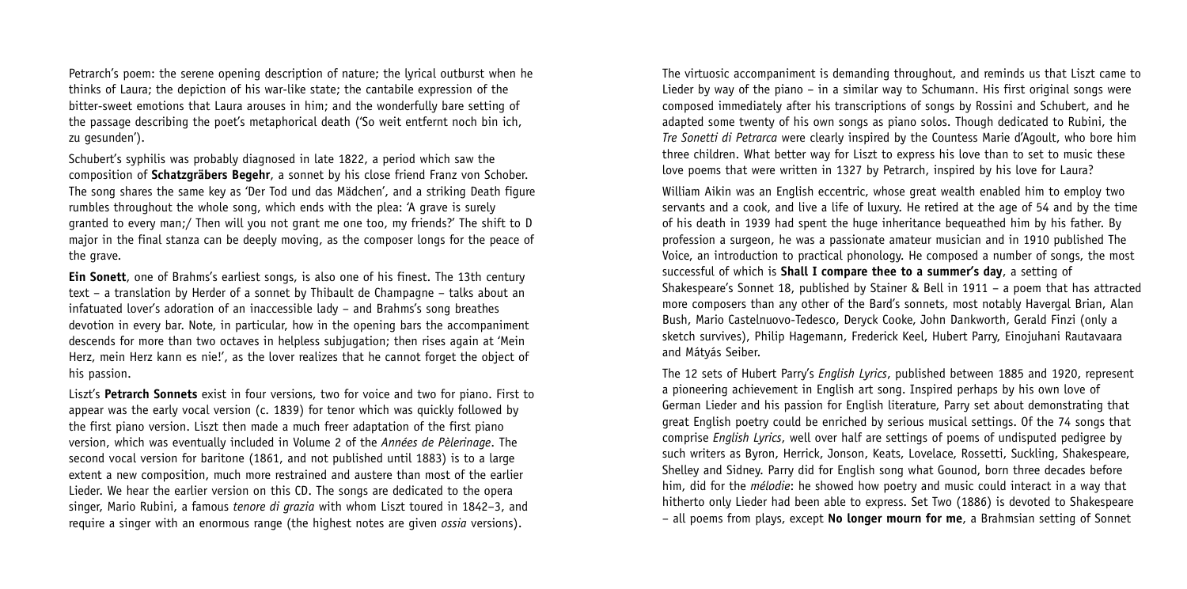Petrarch's poem: the serene opening description of nature; the lyrical outburst when he thinks of Laura; the depiction of his war-like state; the cantabile expression of the bitter-sweet emotions that Laura arouses in him; and the wonderfully bare setting of the passage describing the poet's metaphorical death ('So weit entfernt noch bin ich, zu gesunden').

Schubert's syphilis was probably diagnosed in late 1822, a period which saw the composition of **Schatzgräbers Begehr**, a sonnet by his close friend Franz von Schober. The song shares the same key as 'Der Tod und das Mädchen', and a striking Death figure rumbles throughout the whole song, which ends with the plea: 'A grave is surely granted to every man;/ Then will you not grant me one too, my friends?' The shift to D major in the final stanza can be deeply moving, as the composer longs for the peace of the grave.

**Ein Sonett**, one of Brahms's earliest songs, is also one of his finest. The 13th century text – a translation by Herder of a sonnet by Thibault de Champagne – talks about an infatuated lover's adoration of an inaccessible lady – and Brahms's song breathes devotion in every bar. Note, in particular, how in the opening bars the accompaniment descends for more than two octaves in helpless subjugation; then rises again at 'Mein Herz, mein Herz kann es nie!', as the lover realizes that he cannot forget the object of his passion.

Liszt's **Petrarch Sonnets** exist in four versions, two for voice and two for piano. First to appear was the early vocal version (c. 1839) for tenor which was quickly followed by the first piano version. Liszt then made a much freer adaptation of the first piano version, which was eventually included in Volume 2 of the *Années de Pèlerinage*. The second vocal version for baritone (1861, and not published until 1883) is to a large extent a new composition, much more restrained and austere than most of the earlier Lieder. We hear the earlier version on this CD. The songs are dedicated to the opera singer, Mario Rubini, a famous *tenore di grazia* with whom Liszt toured in 1842–3, and require a singer with an enormous range (the highest notes are given *ossia* versions).

The virtuosic accompaniment is demanding throughout, and reminds us that Liszt came to Lieder by way of the piano – in a similar way to Schumann. His first original songs were composed immediately after his transcriptions of songs by Rossini and Schubert, and he adapted some twenty of his own songs as piano solos. Though dedicated to Rubini, the *Tre Sonetti di Petrarca* were clearly inspired by the Countess Marie d'Agoult, who bore him three children. What better way for Liszt to express his love than to set to music these love poems that were written in 1327 by Petrarch, inspired by his love for Laura?

William Aikin was an English eccentric, whose great wealth enabled him to employ two servants and a cook, and live a life of luxury. He retired at the age of 54 and by the time of his death in 1939 had spent the huge inheritance bequeathed him by his father. By profession a surgeon, he was a passionate amateur musician and in 1910 published The Voice, an introduction to practical phonology. He composed a number of songs, the most successful of which is **Shall I compare thee to a summer's day**, a setting of Shakespeare's Sonnet 18, published by Stainer & Bell in 1911 – a poem that has attracted more composers than any other of the Bard's sonnets, most notably Havergal Brian, Alan Bush, Mario Castelnuovo-Tedesco, Deryck Cooke, John Dankworth, Gerald Finzi (only a sketch survives), Philip Hagemann, Frederick Keel, Hubert Parry, Einojuhani Rautavaara and Mátyás Seiber.

The 12 sets of Hubert Parry's *English Lyrics*, published between 1885 and 1920, represent a pioneering achievement in English art song. Inspired perhaps by his own love of German Lieder and his passion for English literature, Parry set about demonstrating that great English poetry could be enriched by serious musical settings. Of the 74 songs that comprise *English Lyrics*, well over half are settings of poems of undisputed pedigree by such writers as Byron, Herrick, Jonson, Keats, Lovelace, Rossetti, Suckling, Shakespeare, Shelley and Sidney. Parry did for English song what Gounod, born three decades before him, did for the *mélodie*: he showed how poetry and music could interact in a way that hitherto only Lieder had been able to express. Set Two (1886) is devoted to Shakespeare – all poems from plays, except **No longer mourn for me**, a Brahmsian setting of Sonnet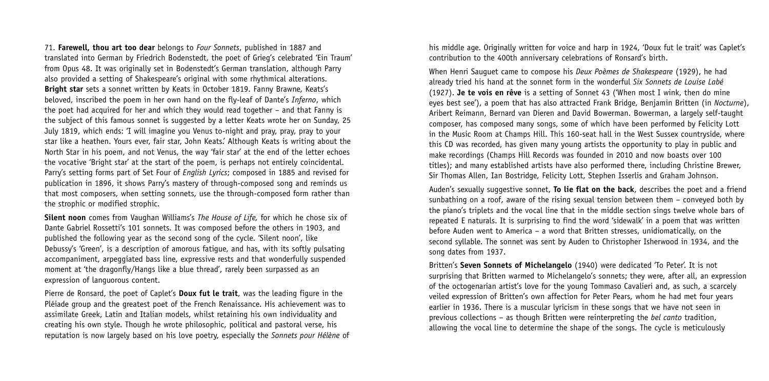71. **Farewell, thou art too dear** belongs to *Four Sonnets*, published in 1887 and translated into German by Friedrich Bodenstedt, the poet of Grieg's celebrated 'Ein Traum' from Opus 48. It was originally set in Bodenstedt's German translation, although Parry also provided a setting of Shakespeare's original with some rhythmical alterations. **Bright star** sets a sonnet written by Keats in October 1819. Fanny Brawne, Keats's beloved, inscribed the poem in her own hand on the fly-leaf of Dante's *Inferno*, which the poet had acquired for her and which they would read together – and that Fanny is the subject of this famous sonnet is suggested by a letter Keats wrote her on Sunday, 25 July 1819, which ends: 'I will imagine you Venus to-night and pray, pray, pray to your star like a heathen. Yours ever, fair star, John Keats.' Although Keats is writing about the North Star in his poem, and not Venus, the way 'fair star' at the end of the letter echoes the vocative 'Bright star' at the start of the poem, is perhaps not entirely coincidental. Parry's setting forms part of Set Four of *English Lyrics*; composed in 1885 and revised for publication in 1896, it shows Parry's mastery of through-composed song and reminds us that most composers, when setting sonnets, use the through-composed form rather than the strophic or modified strophic.

**Silent noon** comes from Vaughan Williams's *The House of Life,* for which he chose six of Dante Gabriel Rossetti's 101 sonnets. It was composed before the others in 1903, and published the following year as the second song of the cycle. 'Silent noon', like Debussy's 'Green', is a description of amorous fatigue, and has, with its softly pulsating accompaniment, arpeggiated bass line, expressive rests and that wonderfully suspended moment at 'the dragonfly/Hangs like a blue thread', rarely been surpassed as an expression of languorous content.

Pierre de Ronsard, the poet of Caplet's **Doux fut le trait**, was the leading figure in the Pléiade group and the greatest poet of the French Renaissance. His achievement was to assimilate Greek, Latin and Italian models, whilst retaining his own individuality and creating his own style. Though he wrote philosophic, political and pastoral verse, his reputation is now largely based on his love poetry, especially the *Sonnets pour Hélène* of his middle age. Originally written for voice and harp in 1924, 'Doux fut le trait' was Caplet's contribution to the 400th anniversary celebrations of Ronsard's birth.

When Henri Sauguet came to compose his *Deux Poèmes de Shakespeare* (1929), he had already tried his hand at the sonnet form in the wonderful *Six Sonnets de Louise Labé* (1927). **Je te vois en rêve** is a setting of Sonnet 43 ('When most I wink, then do mine eyes best see'), a poem that has also attracted Frank Bridge, Benjamin Britten (in *Nocturne*), Aribert Reimann, Bernard van Dieren and David Bowerman. Bowerman, a largely self-taught composer, has composed many songs, some of which have been performed by Felicity Lott in the Music Room at Champs Hill. This 160-seat hall in the West Sussex countryside, where this CD was recorded, has given many young artists the opportunity to play in public and make recordings (Champs Hill Records was founded in 2010 and now boasts over 100 titles); and many established artists have also performed there, including Christine Brewer, Sir Thomas Allen, Ian Bostridge, Felicity Lott, Stephen Isserlis and Graham Johnson.

Auden's sexually suggestive sonnet, **To lie flat on the back**, describes the poet and a friend sunbathing on a roof, aware of the rising sexual tension between them – conveyed both by the piano's triplets and the vocal line that in the middle section sings twelve whole bars of repeated E naturals. It is surprising to find the word 'sidewalk' in a poem that was written before Auden went to America – a word that Britten stresses, unidiomatically, on the second syllable. The sonnet was sent by Auden to Christopher Isherwood in 1934, and the song dates from 1937.

Britten's **Seven Sonnets of Michelangelo** (1940) were dedicated 'To Peter'. It is not surprising that Britten warmed to Michelangelo's sonnets; they were, after all, an expression of the octogenarian artist's love for the young Tommaso Cavalieri and, as such, a scarcely veiled expression of Britten's own affection for Peter Pears, whom he had met four years earlier in 1936. There is a muscular lyricism in these songs that we have not seen in previous collections – as though Britten were reinterpreting the *bel canto* tradition, allowing the vocal line to determine the shape of the songs. The cycle is meticulously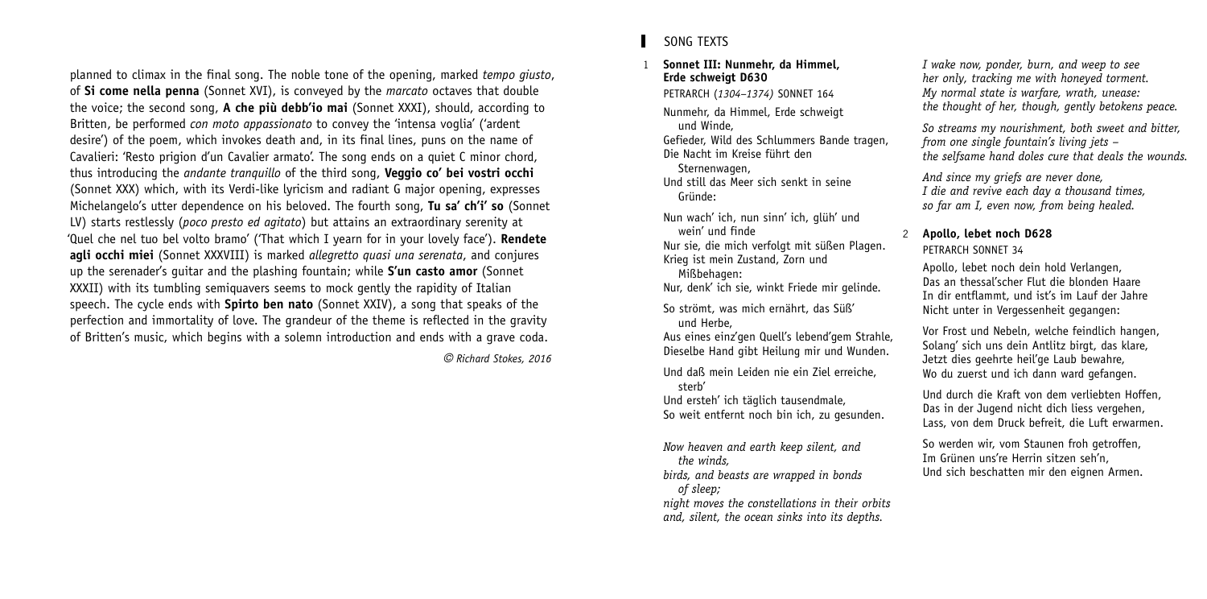planned to climax in the final song. The noble tone of the opening, marked *tempo giusto*, of **Si come nella penna** (Sonnet XVI), is conveyed by the *marcato* octaves that double the voice; the second song, **A che più debb'io mai** (Sonnet XXXI), should, according to Britten, be performed *con moto appassionato* to convey the 'intensa voglia' ('ardent desire') of the poem, which invokes death and, in its final lines, puns on the name of Cavalieri: 'Resto prigion d'un Cavalier armato'. The song ends on a quiet C minor chord, thus introducing the *andante tranquillo* of the third song, **Veggio co' bei vostri occhi** (Sonnet XXX) which, with its Verdi-like lyricism and radiant G major opening, expresses Michelangelo's utter dependence on his beloved. The fourth song, **Tu sa' ch'i' so** (Sonnet LV) starts restlessly (*poco presto ed agitato*) but attains an extraordinary serenity at 'Quel che nel tuo bel volto bramo' ('That which I yearn for in your lovely face'). **Rendete agli occhi miei** (Sonnet XXXVIII) is marked *allegretto quasi una serenata*, and conjures up the serenader's guitar and the plashing fountain; while **S'un casto amor** (Sonnet XXXII) with its tumbling semiquavers seems to mock gently the rapidity of Italian speech. The cycle ends with **Spirto ben nato** (Sonnet XXIV), a song that speaks of the perfection and immortality of love. The grandeur of the theme is reflected in the gravity of Britten's music, which begins with a solemn introduction and ends with a grave coda.

*© Richard Stokes, 2016*

## SONG TEXTS

### 1 Sonnet III: Nunmehr, da Himmel, Erde schweigt D630

PETRARCH (*1304–1374*) SONNET 164

Nunmehr, da Himmel, Erde schweigt und Winde,
Gefieder, Wild des Schlummers Bande tragen,
Die Nacht im Kreise führt den Sternenwagen,
Und still das Meer sich senkt in seine Gründe:

Nun wach' ich, nun sinn' ich, glüh' und wein' und finde
Nur sie, die mich verfolgt mit süßen Plagen.
Krieg ist mein Zustand, Zorn und Mißbehagen:
Nur, denk' ich sie, winkt Friede mir gelinde.

So strömt, was mich ernährt, das Süß' und Herbe,
Aus eines einz'gen Quell's lebend'gem Strahle,
Dieselbe Hand gibt Heilung mir und Wunden.

Und daß mein Leiden nie ein Ziel erreiche, sterb'
Und ersteh' ich täglich tausendmale,
So weit entfernt noch bin ich, zu gesunden.

*Now heaven and earth keep silent, and the winds,*
*birds, and beasts are wrapped in bonds of sleep;*
*night moves the constellations in their orbits*
*and, silent, the ocean sinks into its depths.*

*I wake now, ponder, burn, and weep to see*
*her only, tracking me with honeyed torment.*
*My normal state is warfare, wrath, unease:*
*the thought of her, though, gently betokens peace.*

*So streams my nourishment, both sweet and bitter,*
*from one single fountain's living jets –*
*the selfsame hand doles cure that deals the wounds.*

*And since my griefs are never done,*
*I die and revive each day a thousand times,*
*so far am I, even now, from being healed.*

### 2 Apollo, lebet noch D628

PETRARCH SONNET 34

Apollo, lebet noch dein hold Verlangen,
Das an thessal'scher Flut die blonden Haare
In dir entflammt, und ist's im Lauf der Jahre
Nicht unter in Vergessenheit gegangen:

Vor Frost und Nebeln, welche feindlich hangen,
Solang' sich uns dein Antlitz birgt, das klare,
Jetzt dies geehrte heil'ge Laub bewahre,
Wo du zuerst und ich dann ward gefangen.

Und durch die Kraft von dem verliebten Hoffen,
Das in der Jugend nicht dich liess vergehen,
Lass, von dem Druck befreit, die Luft erwarmen.

So werden wir, vom Staunen froh getroffen,
Im Grünen uns're Herrin sitzen seh'n,
Und sich beschatten mir den eignen Armen.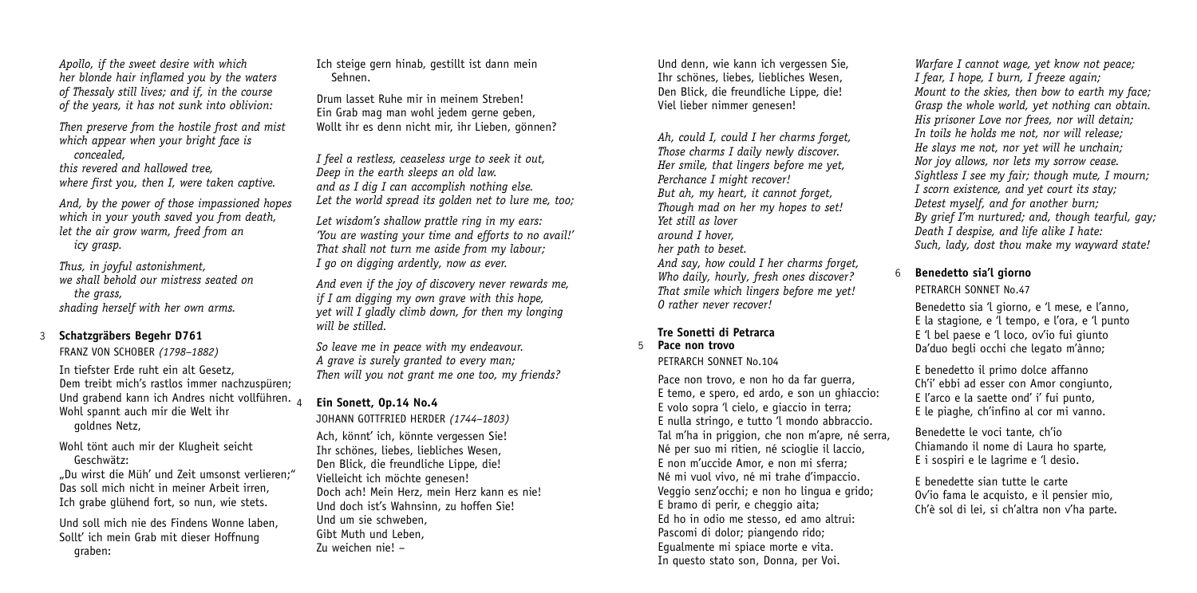*Apollo, if the sweet desire with which her blonde hair inflamed you by the waters of Thessaly still lives; and if, in the course of the years, it has not sunk into oblivion:*

*Then preserve from the hostile frost and mist which appear when your bright face is concealed,*
*this revered and hallowed tree,*
*where first you, then I, were taken captive.*

*And, by the power of those impassioned hopes which in your youth saved you from death, let the air grow warm, freed from an icy grasp.*

*Thus, in joyful astonishment,*
*we shall behold our mistress seated on the grass,*
*shading herself with her own arms.*

### 3 Schatzgräbers Begehr D761

FRANZ VON SCHOBER *(1798–1882)*

In tiefster Erde ruht ein alt Gesetz,
Dem treibt mich's rastlos immer nachzuspüren;
Und grabend kann ich Andres nicht vollführen.
Wohl spannt auch mir die Welt ihr goldnes Netz,

Wohl tönt auch mir der Klugheit seicht Geschwätz:
„Du wirst die Müh' und Zeit umsonst verlieren;"
Das soll mich nicht in meiner Arbeit irren,
Ich grabe glühend fort, so nun, wie stets.

Und soll mich nie des Findens Wonne laben,
Sollt' ich mein Grab mit dieser Hoffnung graben:
Ich steige gern hinab, gestillt ist dann mein Sehnen.

Drum lasset Ruhe mir in meinem Streben!
Ein Grab mag man wohl jedem gerne geben,
Wollt ihr es denn nicht mir, ihr Lieben, gönnen?

*I feel a restless, ceaseless urge to seek it out,*
*Deep in the earth sleeps an old law.*
*and as I dig I can accomplish nothing else.*
*Let the world spread its golden net to lure me, too;*

*Let wisdom's shallow prattle ring in my ears:*
*'You are wasting your time and efforts to no avail!'*
*That shall not turn me aside from my labour;*
*I go on digging ardently, now as ever.*

*And even if the joy of discovery never rewards me,*
*if I am digging my own grave with this hope,*
*yet will I gladly climb down, for then my longing will be stilled.*

*So leave me in peace with my endeavour.*
*A grave is surely granted to every man;*
*Then will you not grant me one too, my friends?*

### 4 Ein Sonett, Op.14 No.4

JOHANN GOTTFRIED HERDER *(1744–1803)*

Ach, könnt' ich, könnte vergessen Sie!
Ihr schönes, liebes, liebliches Wesen,
Den Blick, die freundliche Lippe, die!
Vielleicht ich möchte genesen!
Doch ach! Mein Herz, mein Herz kann es nie!
Und doch ist's Wahnsinn, zu hoffen Sie!
Und um sie schweben,
Gibt Muth und Leben,
Zu weichen nie! –

Und denn, wie kann ich vergessen Sie,
Ihr schönes, liebes, liebliches Wesen,
Den Blick, die freundliche Lippe, die!
Viel lieber nimmer genesen!

*Ah, could I, could I her charms forget,*
*Those charms I daily newly discover.*
*Her smile, that lingers before me yet,*
*Perchance I might recover!*
*But ah, my heart, it cannot forget,*
*Though mad on her my hopes to set!*
*Yet still as lover*
*around I hover,*
*her path to beset.*
*And say, how could I her charms forget,*
*Who daily, hourly, fresh ones discover?*
*That smile which lingers before me yet!*
*O rather never recover!*

## Tre Sonetti di Petrarca

### 5 Pace non trovo

PETRARCH SONNET No.104

Pace non trovo, e non ho da far guerra,
E temo, e spero, ed ardo, e son un ghiaccio:
E volo sopra 'l cielo, e giaccio in terra;
E nulla stringo, e tutto 'l mondo abbraccio.
Tal m'ha in priggion, che non m'apre, né serra,
Né per suo mi ritien, né scioglie il laccio,
E non m'uccide Amor, e non mi sferra;
Né mi vuol vivo, né mi trahe d'impaccio.
Veggio senz'occhi; e non ho lingua e grido;
E bramo di perir, e cheggio aita;
Ed ho in odio me stesso, ed amo altrui:
Pascomi di dolor; piangendo rido;
Egualmente mi spiace morte e vita.
In questo stato son, Donna, per Voi.

*Warfare I cannot wage, yet know not peace;*
*I fear, I hope, I burn, I freeze again;*
*Mount to the skies, then bow to earth my face;*
*Grasp the whole world, yet nothing can obtain.*
*His prisoner Love nor frees, nor will detain;*
*In toils he holds me not, nor will release;*
*He slays me not, nor yet will he unchain;*
*Nor joy allows, nor lets my sorrow cease.*
*Sightless I see my fair; though mute, I mourn;*
*I scorn existence, and yet court its stay;*
*Detest myself, and for another burn;*
*By grief I'm nurtured; and, though tearful, gay;*
*Death I despise, and life alike I hate:*
*Such, lady, dost thou make my wayward state!*

### 6 Benedetto sia'l giorno

PETRARCH SONNET No.47

Benedetto sia 'l giorno, e 'l mese, e l'anno,
E la stagione, e 'l tempo, e l'ora, e 'l punto
E 'l bel paese e 'l loco, ov'io fui giunto
Da'duo begli occhi che legato m'ànno;

E benedetto il primo dolce affanno
Ch'i' ebbi ad esser con Amor congiunto,
E l'arco e la saette ond' i' fui punto,
E le piaghe, ch'infino al cor mi vanno.

Benedette le voci tante, ch'io
Chiamando il nome di Laura ho sparte,
E i sospiri e le lagrime e 'l desio.

E benedette sian tutte le carte
Ov'io fama le acquisto, e il pensier mio,
Ch'è sol di lei, si ch'altra non v'ha parte.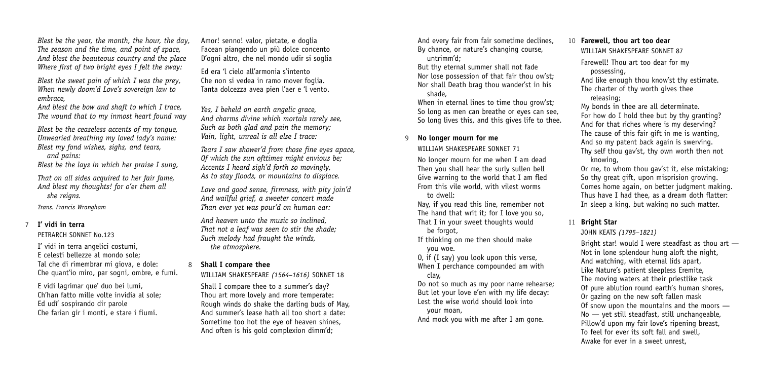*Blest be the year, the month, the hour, the day,*
*The season and the time, and point of space,*
*And blest the beauteous country and the place*
*Where first of two bright eyes I felt the sway:*

*Blest the sweet pain of which I was the prey,*
*When newly doom'd Love's sovereign law to embrace,*
*And blest the bow and shaft to which I trace,*
*The wound that to my inmost heart found way*

*Blest be the ceaseless accents of my tongue,*
*Unwearied breathing my loved lady's name:*
*Blest my fond wishes, sighs, and tears, and pains:*
*Blest be the lays in which her praise I sung,*

*That on all sides acquired to her fair fame,*
*And blest my thoughts! for o'er them all she reigns.*

*Trans. Francis Wrangham*

## 7 I' vidi in terra

PETRARCH SONNET No.123

I' vidi in terra angelici costumi,
E celesti bellezze al mondo sole;
Tal che di rimembrar mi giova, e dole:
Che quant'io miro, par sogni, ombre, e fumi.

E vidi lagrimar que' duo bei lumi,
Ch'han fatto mille volte invidia al sole;
Ed udi' sospirando dir parole
Che farian gir i monti, e stare i fiumi.

Amor! senno! valor, pietate, e doglia
Facean piangendo un più dolce concento
D'ogni altro, che nel mondo udir si soglia

Ed era 'l cielo all'armonia s'intento
Che non si vedea in ramo mover foglia.
Tanta dolcezza avea pien l'aer e 'l vento.

*Yes, I beheld on earth angelic grace,*
*And charms divine which mortals rarely see,*
*Such as both glad and pain the memory;*
*Vain, light, unreal is all else I trace:*

*Tears I saw shower'd from those fine eyes apace,*
*Of which the sun ofttimes might envious be;*
*Accents I heard sigh'd forth so movingly,*
*As to stay floods, or mountains to displace.*

*Love and good sense, firmness, with pity join'd*
*And wailful grief, a sweeter concert made*
*Than ever yet was pour'd on human ear:*

*And heaven unto the music so inclined,*
*That not a leaf was seen to stir the shade;*
*Such melody had fraught the winds, the atmosphere.*

## 8 Shall I compare thee

WILLIAM SHAKESPEARE *(1564–1616)* SONNET 18

Shall I compare thee to a summer's day?
Thou art more lovely and more temperate:
Rough winds do shake the darling buds of May,
And summer's lease hath all too short a date:
Sometime too hot the eye of heaven shines,
And often is his gold complexion dimm'd;
And every fair from fair sometime declines,
By chance, or nature's changing course, untrimm'd;
But thy eternal summer shall not fade
Nor lose possession of that fair thou ow'st;
Nor shall Death brag thou wander'st in his shade,
When in eternal lines to time thou grow'st;
So long as men can breathe or eyes can see,
So long lives this, and this gives life to thee.

## 9 No longer mourn for me

WILLIAM SHAKESPEARE SONNET 71

No longer mourn for me when I am dead
Then you shall hear the surly sullen bell
Give warning to the world that I am fled
From this vile world, with vilest worms to dwell:
Nay, if you read this line, remember not
The hand that writ it; for I love you so,
That I in your sweet thoughts would be forgot,
If thinking on me then should make you woe.
O, if (I say) you look upon this verse,
When I perchance compounded am with clay,
Do not so much as my poor name rehearse;
But let your love e'en with my life decay:
Lest the wise world should look into your moan,
And mock you with me after I am gone.

## 10 Farewell, thou art too dear

WILLIAM SHAKESPEARE SONNET 87

Farewell! Thou art too dear for my possessing,
And like enough thou know'st thy estimate.
The charter of thy worth gives thee releasing;
My bonds in thee are all determinate.
For how do I hold thee but by thy granting?
And for that riches where is my deserving?
The cause of this fair gift in me is wanting,
And so my patent back again is swerving.
Thy self thou gav'st, thy own worth then not knowing,
Or me, to whom thou gav'st it, else mistaking;
So thy great gift, upon misprision growing.
Comes home again, on better judgment making.
Thus have I had thee, as a dream doth flatter:
In sleep a king, but waking no such matter.

## 11 Bright Star

JOHN KEATS *(1795–1821)*

Bright star! would I were steadfast as thou art —
Not in lone splendour hung aloft the night,
And watching, with eternal lids apart,
Like Nature's patient sleepless Eremite,
The moving waters at their priestlike task
Of pure ablution round earth's human shores,
Or gazing on the new soft fallen mask
Of snow upon the mountains and the moors —
No — yet still steadfast, still unchangeable,
Pillow'd upon my fair love's ripening breast,
To feel for ever its soft fall and swell,
Awake for ever in a sweet unrest,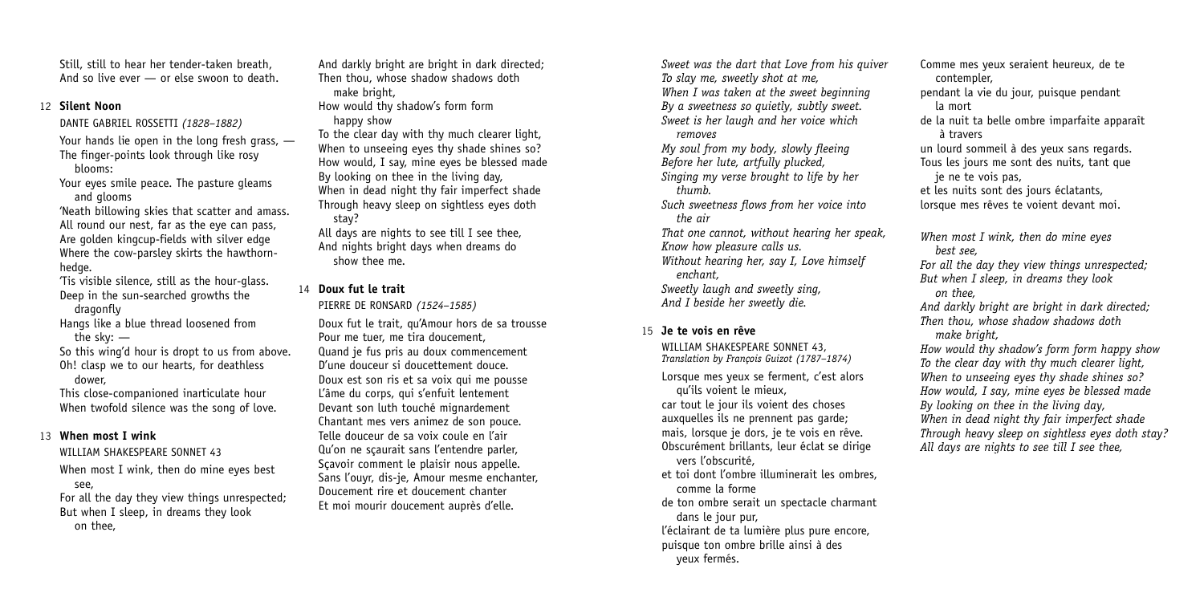Still, still to hear her tender-taken breath,
And so live ever — or else swoon to death.

## 12 Silent Noon

DANTE GABRIEL ROSSETTI *(1828–1882)*

Your hands lie open in the long fresh grass, —
The finger-points look through like rosy blooms:
Your eyes smile peace. The pasture gleams and glooms
'Neath billowing skies that scatter and amass.
All round our nest, far as the eye can pass,
Are golden kingcup-fields with silver edge
Where the cow-parsley skirts the hawthorn-hedge.
'Tis visible silence, still as the hour-glass.
Deep in the sun-searched growths the dragonfly
Hangs like a blue thread loosened from the sky: —
So this wing'd hour is dropt to us from above.
Oh! clasp we to our hearts, for deathless dower,
This close-companioned inarticulate hour
When twofold silence was the song of love.

## 13 When most I wink

WILLIAM SHAKESPEARE SONNET 43

When most I wink, then do mine eyes best see,
For all the day they view things unrespected;
But when I sleep, in dreams they look on thee,
And darkly bright are bright in dark directed;
Then thou, whose shadow shadows doth make bright,
How would thy shadow's form form happy show
To the clear day with thy much clearer light,
When to unseeing eyes thy shade shines so?
How would, I say, mine eyes be blessed made
By looking on thee in the living day,
When in dead night thy fair imperfect shade
Through heavy sleep on sightless eyes doth stay?
All days are nights to see till I see thee,
And nights bright days when dreams do show thee me.

## 14 Doux fut le trait

PIERRE DE RONSARD *(1524–1585)*

Doux fut le trait, qu'Amour hors de sa trousse
Pour me tuer, me tira doucement,
Quand je fus pris au doux commencement
D'une douceur si doucettement douce.
Doux est son ris et sa voix qui me pousse
L'âme du corps, qui s'enfuit lentement
Devant son luth touché mignardement
Chantant mes vers animez de son pouce.
Telle douceur de sa voix coule en l'air
Qu'on ne sçaurait sans l'entendre parler,
Sçavoir comment le plaisir nous appelle.
Sans l'ouyr, dis-je, Amour mesme enchanter,
Doucement rire et doucement chanter
Et moi mourir doucement auprès d'elle.

*Sweet was the dart that Love from his quiver*
*To slay me, sweetly shot at me,*
*When I was taken at the sweet beginning*
*By a sweetness so quietly, subtly sweet.*
*Sweet is her laugh and her voice which removes*
*My soul from my body, slowly fleeing*
*Before her lute, artfully plucked,*
*Singing my verse brought to life by her thumb.*
*Such sweetness flows from her voice into the air*
*That one cannot, without hearing her speak,*
*Know how pleasure calls us.*
*Without hearing her, say I, Love himself enchant,*
*Sweetly laugh and sweetly sing,*
*And I beside her sweetly die.*

## 15 Je te vois en rêve

WILLIAM SHAKESPEARE SONNET 43,
*Translation by François Guizot (1787–1874)*

Lorsque mes yeux se ferment, c'est alors qu'ils voient le mieux,
car tout le jour ils voient des choses auxquelles ils ne prennent pas garde;
mais, lorsque je dors, je te vois en rêve.
Obscurément brillants, leur éclat se dirige vers l'obscurité,
et toi dont l'ombre illuminerait les ombres, comme la forme
de ton ombre serait un spectacle charmant dans le jour pur,
l'éclairant de ta lumière plus pure encore,
puisque ton ombre brille ainsi à des yeux fermés.
Comme mes yeux seraient heureux, de te contempler,
pendant la vie du jour, puisque pendant la mort
de la nuit ta belle ombre imparfaite apparaît à travers
un lourd sommeil à des yeux sans regards.
Tous les jours me sont des nuits, tant que je ne te vois pas,
et les nuits sont des jours éclatants,
lorsque mes rêves te voient devant moi.

*When most I wink, then do mine eyes best see,*
*For all the day they view things unrespected;*
*But when I sleep, in dreams they look on thee,*
*And darkly bright are bright in dark directed;*
*Then thou, whose shadow shadows doth make bright,*
*How would thy shadow's form form happy show*
*To the clear day with thy much clearer light,*
*When to unseeing eyes thy shade shines so?*
*How would, I say, mine eyes be blessed made*
*By looking on thee in the living day,*
*When in dead night thy fair imperfect shade*
*Through heavy sleep on sightless eyes doth stay?*
*All days are nights to see till I see thee,*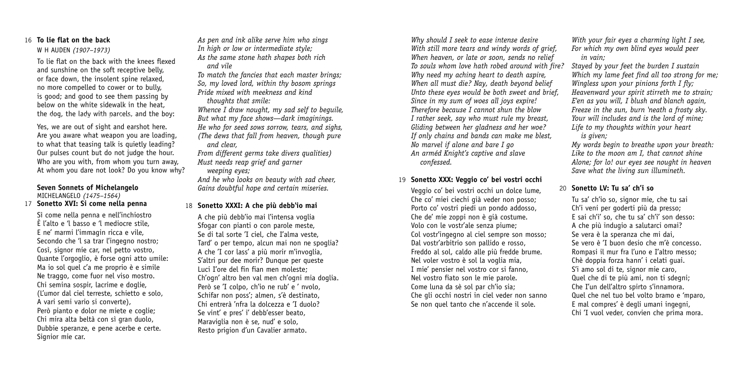## 16 **To lie flat on the back**

W H AUDEN *(1907–1973)*

To lie flat on the back with the knees flexed
and sunshine on the soft receptive belly,
or face down, the insolent spine relaxed,
no more compelled to cower or to bully,
is good; and good to see them passing by
below on the white sidewalk in the heat,
the dog, the lady with parcels, and the boy:

Yes, we are out of sight and earshot here.
Are you aware what weapon you are loading,
to what that teasing talk is quietly leading?
Our pulses count but do not judge the hour.
Who are you with, from whom you turn away,
At whom you dare not look? Do you know why?

## **Seven Sonnets of Michelangelo**

MICHELANGELO *(1475–1564)*

## 17 **Sonetto XVI: Sì come nella penna**

Sì come nella penna e nell'inchiostro
È l'alto e 'l basso e 'l mediocre stile,
E ne' marmi l'immagin ricca e vile,
Secondo che 'l sa trar l'ingegno nostro;
Così, signor mie car, nel petto vostro,
Quante l'orgoglio, è forse ogni atto umile:
Ma io sol quel c'a me proprio è e simile
Ne traggo, come fuor nel viso mostro.
Chi semina sospir, lacrime e doglie,
(L'umor dal ciel terreste, schietto e solo,
A vari semi vario si converte),
Però pianto e dolor ne miete e coglie;
Chi mira alta beltà con sì gran duolo,
Dubbie speranze, e pene acerbe e certe.
Signior mie car.

*As pen and ink alike serve him who sings*
*In high or low or intermediate style;*
*As the same stone hath shapes both rich*
*and vile*
*To match the fancies that each master brings;*
*So, my loved lord, within thy bosom springs*
*Pride mixed with meekness and kind*
*thoughts that smile:*
*Whence I draw nought, my sad self to beguile,*
*But what my face shows—dark imaginings.*
*He who for seed sows sorrow, tears, and sighs,*
*(The dews that fall from heaven, though pure*
*and clear,*
*From different germs take divers qualities)*
*Must needs reap grief and garner*
*weeping eyes;*
*And he who looks on beauty with sad cheer,*
*Gains doubtful hope and certain miseries.*

## 18 **Sonetto XXXI: A che più debb'io mai**

A che più debb'io mai l'intensa voglia
Sfogar con pianti o con parole meste,
Se di tal sorte 'l ciel, che l'alma veste,
Tard' o per tempo, alcun mai non ne spoglia?
A che 'l cor lass' a più morir m'invoglia,
S'altri pur dee morir? Dunque per queste
Luci l'ore del fin fian men moleste;
Ch'ogn' altro ben val men ch'ogni mia doglia.
Però se 'l colpo, ch'io ne rub' e ' nvolo,
Schifar non poss'; almen, s'è destinato,
Chi entrerà 'nfra la dolcezza e 'l duolo?
Se vint' e pres' i' debb'esser beato,
Maraviglia non è se, nud' e solo,
Resto prigion d'un Cavalier armato.

*Why should I seek to ease intense desire*
*With still more tears and windy words of grief,*
*When heaven, or late or soon, sends no relief*
*To souls whom love hath robed around with fire?*
*Why need my aching heart to death aspire,*
*When all must die? Nay, death beyond belief*
*Unto these eyes would be both sweet and brief,*
*Since in my sum of woes all joys expire!*
*Therefore because I cannot shun the blow*
*I rather seek, say who must rule my breast,*
*Gliding between her gladness and her woe?*
*If only chains and bands can make me blest,*
*No marvel if alone and bare I go*
*An arméd Knight's captive and slave*
*confessed.*

## 19 **Sonetto XX: Veggio co' bei vostri occhi**

Veggio co' bei vostri occhi un dolce lume,
Che co' miei ciechi già veder non posso;
Porto co' vostri piedi un pondo addosso,
Che de' mie zoppi non è già costume.
Volo con le vostr'ale senza piume;
Col vostr'ingegno al ciel sempre son mosso;
Dal vostr'arbitrio son pallido e rosso,
Freddo al sol, caldo alle più fredde brume.
Nel voler vostro è sol la voglia mia,
I mie' pensier nel vostro cor si fanno,
Nel vostro fiato son le mie parole.
Come luna da sè sol par ch'io sia;
Che gli occhi nostri in ciel veder non sanno
Se non quel tanto che n'accende il sole.

*With your fair eyes a charming light I see,*
*For which my own blind eyes would peer*
*in vain;*
*Stayed by your feet the burden I sustain*
*Which my lame feet find all too strong for me;*
*Wingless upon your pinions forth I fly;*
*Heavenward your spirit stirreth me to strain;*
*E'en as you will, I blush and blanch again,*
*Freeze in the sun, burn 'neath a frosty sky.*
*Your will includes and is the lord of mine;*
*Life to my thoughts within your heart*
*is given;*
*My words begin to breathe upon your breath:*
*Like to the moon am I, that cannot shine*
*Alone; for lo! our eyes see nought in heaven*
*Save what the living sun illumineth.*

## 20 **Sonetto LV: Tu sa' ch'i so**

Tu sa' ch'io so, signor mie, che tu sai
Ch'i veni per goderti più da presso;
E sai ch'i' so, che tu sa' ch'i' son desso:
A che più indugio a salutarci omai?
Se vera è la speranza che mi dai,
Se vero è 'l buon desio che m'è concesso.
Rompasi il mur fra l'uno e l'altro messo;
Chè doppia forza hann' i celati guai.
S'i amo sol di te, signor mie caro,
Quel che di te più ami, non ti sdegni;
Che l'un dell'altro spirto s'innamora.
Quel che nel tuo bel volto bramo e 'mparo,
E mal compres' è degli umani ingegni,
Chi 'l vuol veder, convien che prima mora.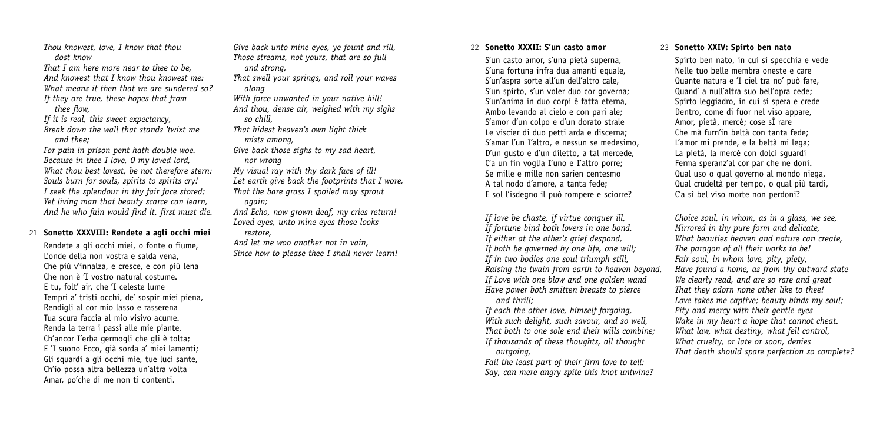*Thou knowest, love, I know that thou dost know*
*That I am here more near to thee to be,*
*And knowest that I know thou knowest me:*
*What means it then that we are sundered so?*
*If they are true, these hopes that from thee flow,*
*If it is real, this sweet expectancy,*
*Break down the wall that stands 'twixt me and thee;*
*For pain in prison pent hath double woe.*
*Because in thee I love, O my loved lord,*
*What thou best lovest, be not therefore stern:*
*Souls burn for souls, spirits to spirits cry!*
*I seek the splendour in thy fair face stored;*
*Yet living man that beauty scarce can learn,*
*And he who fain would find it, first must die.*

## 21 Sonetto XXXVIII: Rendete a agli occhi miei

Rendete a gli occhi miei, o fonte o fiume,
L'onde della non vostra e salda vena,
Che più v'innalza, e cresce, e con più lena
Che non è 'l vostro natural costume.
E tu, folt' air, che 'l celeste lume
Tempri a' tristi occhi, de' sospir miei piena,
Rendigli al cor mio lasso e rasserena
Tua scura faccia al mio visivo acume.
Renda la terra i passi alle mie piante,
Ch'ancor l'erba germogli che gli è tolta;
E 'l suono Ecco, già sorda a' miei lamenti;
Gli sguardi a gli occhi mie, tue luci sante,
Ch'io possa altra bellezza un'altra volta
Amar, po'che di me non ti contenti.

*Give back unto mine eyes, ye fount and rill,*
*Those streams, not yours, that are so full and strong,*
*That swell your springs, and roll your waves along*
*With force unwonted in your native hill!*
*And thou, dense air, weighed with my sighs so chill,*
*That hidest heaven's own light thick mists among,*
*Give back those sighs to my sad heart, nor wrong*
*My visual ray with thy dark face of ill!*
*Let earth give back the footprints that I wore,*
*That the bare grass I spoiled may sprout again;*
*And Echo, now grown deaf, my cries return!*
*Loved eyes, unto mine eyes those looks restore,*
*And let me woo another not in vain,*
*Since how to please thee I shall never learn!*

## 22 Sonetto XXXII: S'un casto amor

S'un casto amor, s'una pietà superna,
S'una fortuna infra dua amanti equale,
S'un'aspra sorte all'un dell'altro cale,
S'un spirto, s'un voler duo cor governa;
S'un'anima in duo corpi è fatta eterna,
Ambo levando al cielo e con pari ale;
S'amor d'un colpo e d'un dorato strale
Le viscier di duo petti arda e discerna;
S'amar l'un l'altro, e nessun se medesimo,
D'un gusto e d'un diletto, a tal mercede,
C'a un fin voglia l'uno e l'altro porre;
Se mille e mille non sarien centesmo
A tal nodo d'amore, a tanta fede;
E sol l'isdegno il può rompere e sciorre?

*If love be chaste, if virtue conquer ill,*
*If fortune bind both lovers in one bond,*
*If either at the other's grief despond,*
*If both be governed by one life, one will;*
*If in two bodies one soul triumph still,*
*Raising the twain from earth to heaven beyond,*
*If Love with one blow and one golden wand*
*Have power both smitten breasts to pierce and thrill;*
*If each the other love, himself forgoing,*
*With such delight, such savour, and so well,*
*That both to one sole end their wills combine;*
*If thousands of these thoughts, all thought outgoing,*
*Fail the least part of their firm love to tell:*
*Say, can mere angry spite this knot untwine?*

## 23 Sonetto XXIV: Spirto ben nato

Spirto ben nato, in cui si specchia e vede
Nelle tuo belle membra oneste e care
Quante natura e 'l ciel tra no' può fare,
Quand' a null'altra suo bell'opra cede;
Spirto leggiadro, in cui si spera e crede
Dentro, come di fuor nel viso appare,
Amor, pietà, mercè; cose sÌ rare
Che mà furn'in beltà con tanta fede;
L'amor mi prende, e la beltà mi lega;
La pietà, la mercè con dolci sguardi
Ferma speranz'al cor par che ne doni.
Qual uso o qual governo al mondo niega,
Qual crudeltà per tempo, o qual più tardi,
C'a sì bel viso morte non perdoni?

*Choice soul, in whom, as in a glass, we see,*
*Mirrored in thy pure form and delicate,*
*What beauties heaven and nature can create,*
*The paragon of all their works to be!*
*Fair soul, in whom love, pity, piety,*
*Have found a home, as from thy outward state*
*We clearly read, and are so rare and great*
*That they adorn none other like to thee!*
*Love takes me captive; beauty binds my soul;*
*Pity and mercy with their gentle eyes*
*Wake in my heart a hope that cannot cheat.*
*What law, what destiny, what fell control,*
*What cruelty, or late or soon, denies*
*That death should spare perfection so complete?*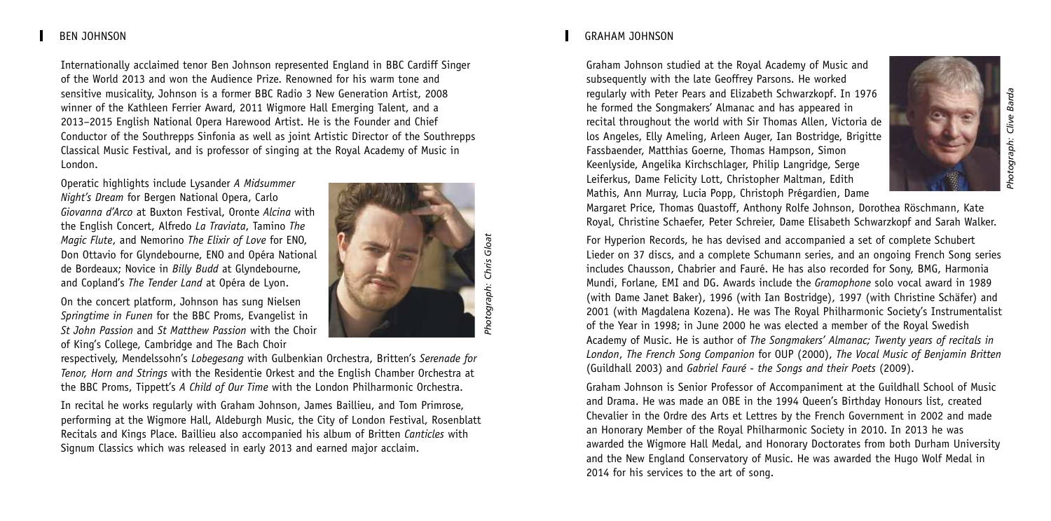## BEN JOHNSON

Internationally acclaimed tenor Ben Johnson represented England in BBC Cardiff Singer of the World 2013 and won the Audience Prize. Renowned for his warm tone and sensitive musicality, Johnson is a former BBC Radio 3 New Generation Artist, 2008 winner of the Kathleen Ferrier Award, 2011 Wigmore Hall Emerging Talent, and a 2013–2015 English National Opera Harewood Artist. He is the Founder and Chief Conductor of the Southrepps Sinfonia as well as joint Artistic Director of the Southrepps Classical Music Festival, and is professor of singing at the Royal Academy of Music in London.

Operatic highlights include Lysander *A Midsummer Night's Dream* for Bergen National Opera, Carlo *Giovanna d'Arco* at Buxton Festival, Oronte *Alcina* with the English Concert, Alfredo *La Traviata*, Tamino *The Magic Flute*, and Nemorino *The Elixir of Love* for ENO, Don Ottavio for Glyndebourne, ENO and Opéra National de Bordeaux; Novice in *Billy Budd* at Glyndebourne, and Copland's *The Tender Land* at Opéra de Lyon.

*Photograph: Chris Gloat*

On the concert platform, Johnson has sung Nielsen *Springtime in Funen* for the BBC Proms, Evangelist in *St John Passion* and *St Matthew Passion* with the Choir of King's College, Cambridge and The Bach Choir respectively, Mendelssohn's *Lobegesang* with Gulbenkian Orchestra, Britten's *Serenade for Tenor, Horn and Strings* with the Residentie Orkest and the English Chamber Orchestra at the BBC Proms, Tippett's *A Child of Our Time* with the London Philharmonic Orchestra.

In recital he works regularly with Graham Johnson, James Baillieu, and Tom Primrose, performing at the Wigmore Hall, Aldeburgh Music, the City of London Festival, Rosenblatt Recitals and Kings Place. Baillieu also accompanied his album of Britten *Canticles* with Signum Classics which was released in early 2013 and earned major acclaim.

## GRAHAM JOHNSON

Graham Johnson studied at the Royal Academy of Music and subsequently with the late Geoffrey Parsons. He worked regularly with Peter Pears and Elizabeth Schwarzkopf. In 1976 he formed the Songmakers' Almanac and has appeared in recital throughout the world with Sir Thomas Allen, Victoria de los Angeles, Elly Ameling, Arleen Auger, Ian Bostridge, Brigitte Fassbaender, Matthias Goerne, Thomas Hampson, Simon Keenlyside, Angelika Kirchschlager, Philip Langridge, Serge Leiferkus, Dame Felicity Lott, Christopher Maltman, Edith Mathis, Ann Murray, Lucia Popp, Christoph Prégardien, Dame Margaret Price, Thomas Quastoff, Anthony Rolfe Johnson, Dorothea Röschmann, Kate Royal, Christine Schaefer, Peter Schreier, Dame Elisabeth Schwarzkopf and Sarah Walker.

*Photograph: Clive Barda*

For Hyperion Records, he has devised and accompanied a set of complete Schubert Lieder on 37 discs, and a complete Schumann series, and an ongoing French Song series includes Chausson, Chabrier and Fauré. He has also recorded for Sony, BMG, Harmonia Mundi, Forlane, EMI and DG. Awards include the *Gramophone* solo vocal award in 1989 (with Dame Janet Baker), 1996 (with Ian Bostridge), 1997 (with Christine Schäfer) and 2001 (with Magdalena Kozena). He was The Royal Philharmonic Society's Instrumentalist of the Year in 1998; in June 2000 he was elected a member of the Royal Swedish Academy of Music. He is author of *The Songmakers' Almanac; Twenty years of recitals in London*, *The French Song Companion* for OUP (2000), *The Vocal Music of Benjamin Britten* (Guildhall 2003) and *Gabriel Fauré - the Songs and their Poets* (2009).

Graham Johnson is Senior Professor of Accompaniment at the Guildhall School of Music and Drama. He was made an OBE in the 1994 Queen's Birthday Honours list, created Chevalier in the Ordre des Arts et Lettres by the French Government in 2002 and made an Honorary Member of the Royal Philharmonic Society in 2010. In 2013 he was awarded the Wigmore Hall Medal, and Honorary Doctorates from both Durham University and the New England Conservatory of Music. He was awarded the Hugo Wolf Medal in 2014 for his services to the art of song.